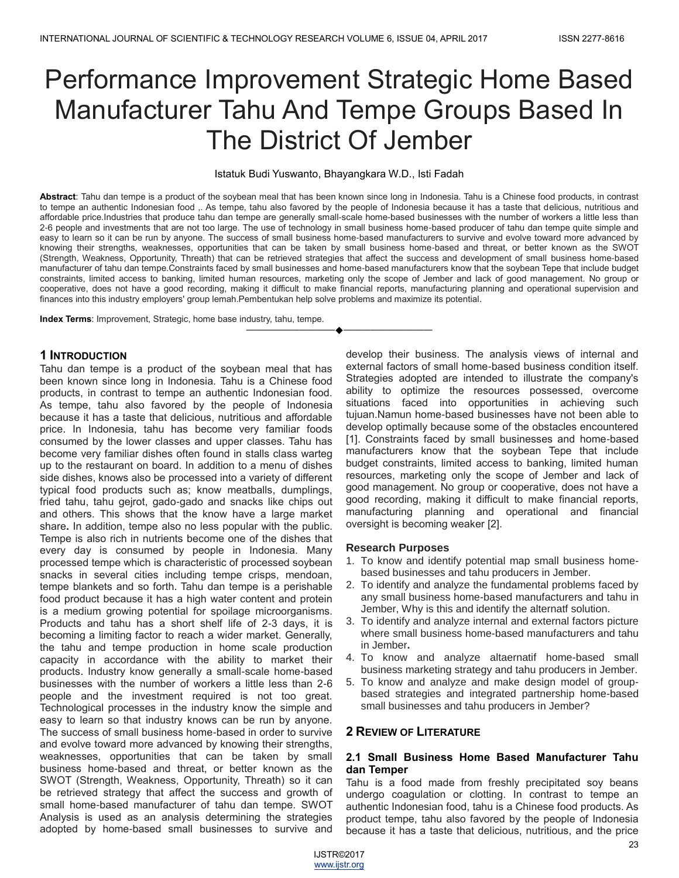# Performance Improvement Strategic Home Based Manufacturer Tahu And Tempe Groups Based In The District Of Jember

Istatuk Budi Yuswanto, Bhayangkara W.D., Isti Fadah

**Abstract**: Tahu dan tempe is a product of the soybean meal that has been known since long in Indonesia. Tahu is a Chinese food products, in contrast to tempe an authentic Indonesian food ,. As tempe, tahu also favored by the people of Indonesia because it has a taste that delicious, nutritious and affordable price.Industries that produce tahu dan tempe are generally small-scale home-based businesses with the number of workers a little less than 2-6 people and investments that are not too large. The use of technology in small business home-based producer of tahu dan tempe quite simple and easy to learn so it can be run by anyone. The success of small business home-based manufacturers to survive and evolve toward more advanced by knowing their strengths, weaknesses, opportunities that can be taken by small business home-based and threat, or better known as the SWOT (Strength, Weakness, Opportunity, Threath) that can be retrieved strategies that affect the success and development of small business home-based manufacturer of tahu dan tempe.Constraints faced by small businesses and home-based manufacturers know that the soybean Tepe that include budget constraints, limited access to banking, limited human resources, marketing only the scope of Jember and lack of good management. No group or cooperative, does not have a good recording, making it difficult to make financial reports, manufacturing planning and operational supervision and finances into this industry employers' group lemah.Pembentukan help solve problems and maximize its potential.

**Index Terms**: Improvement, Strategic, home base industry, tahu, tempe.

## 1 Introduction

Tahu dan tempe is a product of the soybean meal that has been known since long in Indonesia. Tahu is a Chinese food products, in contrast to tempe an authentic Indonesian food. As tempe, tahu also favored by the people of Indonesia because it has a taste that delicious, nutritious and affordable price. In Indonesia, tahu has become very familiar foods consumed by the lower classes and upper classes. Tahu has become very familiar dishes often found in stalls class warteg up to the restaurant on board. In addition to a menu of dishes side dishes, knows also be processed into a variety of different typical food products such as; know meatballs, dumplings, fried tahu, tahu gejrot, gado-gado and snacks like chips out and others. This shows that the know have a large market share**.** In addition, tempe also no less popular with the public. Tempe is also rich in nutrients become one of the dishes that every day is consumed by people in Indonesia. Many processed tempe which is characteristic of processed soybean snacks in several cities including tempe crisps, mendoan, tempe blankets and so forth. Tahu dan tempe is a perishable food product because it has a high water content and protein is a medium growing potential for spoilage microorganisms. Products and tahu has a short shelf life of 2-3 days, it is becoming a limiting factor to reach a wider market. Generally, the tahu and tempe production in home scale production capacity in accordance with the ability to market their products. Industry know generally a small-scale home-based businesses with the number of workers a little less than 2-6 people and the investment required is not too great. Technological processes in the industry know the simple and easy to learn so that industry knows can be run by anyone. The success of small business home-based in order to survive and evolve toward more advanced by knowing their strengths, weaknesses, opportunities that can be taken by small business home-based and threat, or better known as the SWOT (Strength, Weakness, Opportunity, Threath) so it can be retrieved strategy that affect the success and growth of small home-based manufacturer of tahu dan tempe. SWOT Analysis is used as an analysis determining the strategies adopted by home-based small businesses to survive and develop their business. The analysis views of internal and external factors of small home-based business condition itself. Strategies adopted are intended to illustrate the company's ability to optimize the resources possessed, overcome situations faced into opportunities in achieving such tujuan.Namun home-based businesses have not been able to develop optimally because some of the obstacles encountered [1]. Constraints faced by small businesses and home-based manufacturers know that the soybean Tepe that include budget constraints, limited access to banking, limited human resources, marketing only the scope of Jember and lack of good management. No group or cooperative, does not have a good recording, making it difficult to make financial reports, manufacturing planning and operational and financial oversight is becoming weaker [2].

### Research Purposes

1. To know and identify potential map small business home-based businesses and tahu producers in Jember.
2. To identify and analyze the fundamental problems faced by any small business home-based manufacturers and tahu in Jember, Why is this and identify the alternatf solution.
3. To identify and analyze internal and external factors picture where small business home-based manufacturers and tahu in Jember**.**
4. To know and analyze altaernatif home-based small business marketing strategy and tahu producers in Jember.
5. To know and analyze and make design model of group-based strategies and integrated partnership home-based small businesses and tahu producers in Jember?

## 2 Review of Literature

### 2.1 Small Business Home Based Manufacturer Tahu dan Temper

Tahu is a food made from freshly precipitated soy beans undergo coagulation or clotting. In contrast to tempe an authentic Indonesian food, tahu is a Chinese food products. As product tempe, tahu also favored by the people of Indonesia because it has a taste that delicious, nutritious, and the price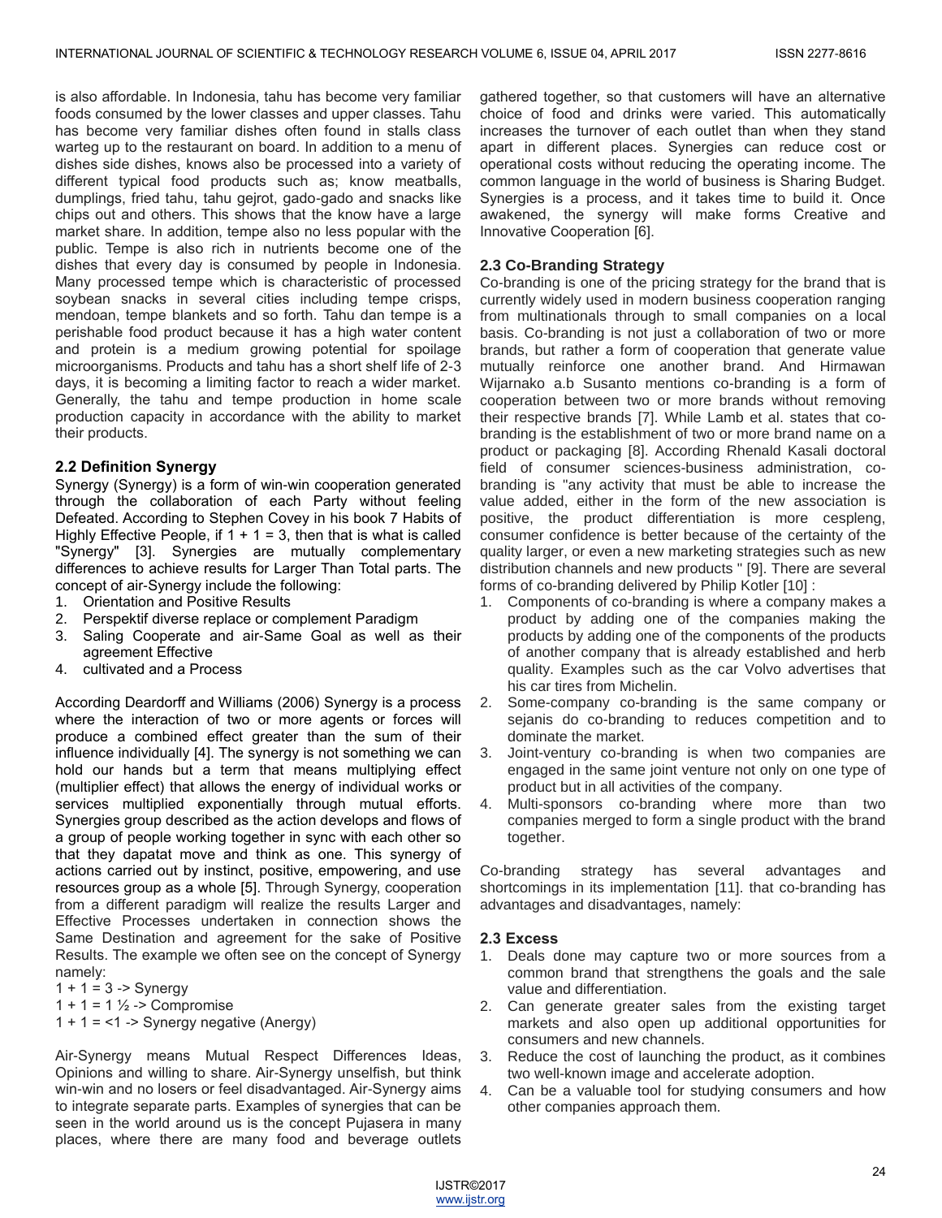is also affordable. In Indonesia, tahu has become very familiar foods consumed by the lower classes and upper classes. Tahu has become very familiar dishes often found in stalls class warteg up to the restaurant on board. In addition to a menu of dishes side dishes, knows also be processed into a variety of different typical food products such as; know meatballs, dumplings, fried tahu, tahu gejrot, gado-gado and snacks like chips out and others. This shows that the know have a large market share. In addition, tempe also no less popular with the public. Tempe is also rich in nutrients become one of the dishes that every day is consumed by people in Indonesia. Many processed tempe which is characteristic of processed soybean snacks in several cities including tempe crisps, mendoan, tempe blankets and so forth. Tahu dan tempe is a perishable food product because it has a high water content and protein is a medium growing potential for spoilage microorganisms. Products and tahu has a short shelf life of 2-3 days, it is becoming a limiting factor to reach a wider market. Generally, the tahu and tempe production in home scale production capacity in accordance with the ability to market their products.

### 2.2 Definition Synergy

Synergy (Synergy) is a form of win-win cooperation generated through the collaboration of each Party without feeling Defeated. According to Stephen Covey in his book 7 Habits of Highly Effective People, if 1 + 1 = 3, then that is what is called "Synergy" [3]. Synergies are mutually complementary differences to achieve results for Larger Than Total parts. The concept of air-Synergy include the following:

1. Orientation and Positive Results
2. Perspektif diverse replace or complement Paradigm
3. Saling Cooperate and air-Same Goal as well as their agreement Effective
4. cultivated and a Process

According Deardorff and Williams (2006) Synergy is a process where the interaction of two or more agents or forces will produce a combined effect greater than the sum of their influence individually [4]. The synergy is not something we can hold our hands but a term that means multiplying effect (multiplier effect) that allows the energy of individual works or services multiplied exponentially through mutual efforts. Synergies group described as the action develops and flows of a group of people working together in sync with each other so that they dapatat move and think as one. This synergy of actions carried out by instinct, positive, empowering, and use resources group as a whole [5]. Through Synergy, cooperation from a different paradigm will realize the results Larger and Effective Processes undertaken in connection shows the Same Destination and agreement for the sake of Positive Results. The example we often see on the concept of Synergy namely:

1 + 1 = 3 -> Synergy
1 + 1 = 1 ½ -> Compromise
1 + 1 = <1 -> Synergy negative (Anergy)

Air-Synergy means Mutual Respect Differences Ideas, Opinions and willing to share. Air-Synergy unselfish, but think win-win and no losers or feel disadvantaged. Air-Synergy aims to integrate separate parts. Examples of synergies that can be seen in the world around us is the concept Pujasera in many places, where there are many food and beverage outlets gathered together, so that customers will have an alternative choice of food and drinks were varied. This automatically increases the turnover of each outlet than when they stand apart in different places. Synergies can reduce cost or operational costs without reducing the operating income. The common language in the world of business is Sharing Budget. Synergies is a process, and it takes time to build it. Once awakened, the synergy will make forms Creative and Innovative Cooperation [6].

### 2.3 Co-Branding Strategy

Co-branding is one of the pricing strategy for the brand that is currently widely used in modern business cooperation ranging from multinationals through to small companies on a local basis. Co-branding is not just a collaboration of two or more brands, but rather a form of cooperation that generate value mutually reinforce one another brand. And Hirmawan Wijarnako a.b Susanto mentions co-branding is a form of cooperation between two or more brands without removing their respective brands [7]. While Lamb et al. states that co-branding is the establishment of two or more brand name on a product or packaging [8]. According Rhenald Kasali doctoral field of consumer sciences-business administration, co-branding is "any activity that must be able to increase the value added, either in the form of the new association is positive, the product differentiation is more cespleng, consumer confidence is better because of the certainty of the quality larger, or even a new marketing strategies such as new distribution channels and new products " [9]. There are several forms of co-branding delivered by Philip Kotler [10] :

1. Components of co-branding is where a company makes a product by adding one of the companies making the products by adding one of the components of the products of another company that is already established and herb quality. Examples such as the car Volvo advertises that his car tires from Michelin.
2. Some-company co-branding is the same company or sejanis do co-branding to reduces competition and to dominate the market.
3. Joint-venture co-branding is when two companies are engaged in the same joint venture not only on one type of product but in all activities of the company.
4. Multi-sponsors co-branding where more than two companies merged to form a single product with the brand together.

Co-branding strategy has several advantages and shortcomings in its implementation [11]. that co-branding has advantages and disadvantages, namely:

### 2.3 Excess

1. Deals done may capture two or more sources from a common brand that strengthens the goals and the sale value and differentiation.
2. Can generate greater sales from the existing target markets and also open up additional opportunities for consumers and new channels.
3. Reduce the cost of launching the product, as it combines two well-known image and accelerate adoption.
4. Can be a valuable tool for studying consumers and how other companies approach them.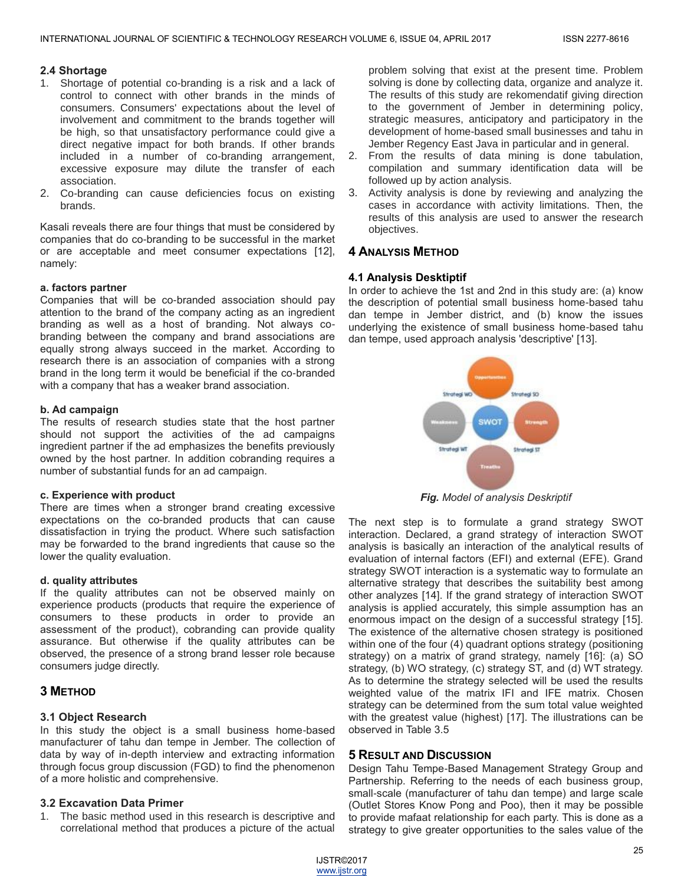### 2.4 Shortage

1. Shortage of potential co-branding is a risk and a lack of control to connect with other brands in the minds of consumers. Consumers' expectations about the level of involvement and commitment to the brands together will be high, so that unsatisfactory performance could give a direct negative impact for both brands. If other brands included in a number of co-branding arrangement, excessive exposure may dilute the transfer of each association.
2. Co-branding can cause deficiencies focus on existing brands.

Kasali reveals there are four things that must be considered by companies that do co-branding to be successful in the market or are acceptable and meet consumer expectations [12], namely:

#### a. factors partner

Companies that will be co-branded association should pay attention to the brand of the company acting as an ingredient branding as well as a host of branding. Not always co-branding between the company and brand associations are equally strong always succeed in the market. According to research there is an association of companies with a strong brand in the long term it would be beneficial if the co-branded with a company that has a weaker brand association.

#### b. Ad campaign

The results of research studies state that the host partner should not support the activities of the ad campaigns ingredient partner if the ad emphasizes the benefits previously owned by the host partner. In addition cobranding requires a number of substantial funds for an ad campaign.

#### c. Experience with product

There are times when a stronger brand creating excessive expectations on the co-branded products that can cause dissatisfaction in trying the product. Where such satisfaction may be forwarded to the brand ingredients that cause so the lower the quality evaluation.

#### d. quality attributes

If the quality attributes can not be observed mainly on experience products (products that require the experience of consumers to these products in order to provide an assessment of the product), cobranding can provide quality assurance. But otherwise if the quality attributes can be observed, the presence of a strong brand lesser role because consumers judge directly.

## 3 Method

### 3.1 Object Research

In this study the object is a small business home-based manufacturer of tahu dan tempe in Jember. The collection of data by way of in-depth interview and extracting information through focus group discussion (FGD) to find the phenomenon of a more holistic and comprehensive.

### 3.2 Excavation Data Primer

1. The basic method used in this research is descriptive and correlational method that produces a picture of the actual problem solving that exist at the present time. Problem solving is done by collecting data, organize and analyze it. The results of this study are rekomendatif giving direction to the government of Jember in determining policy, strategic measures, anticipatory and participatory in the development of home-based small businesses and tahu in Jember Regency East Java in particular and in general.
2. From the results of data mining is done tabulation, compilation and summary identification data will be followed up by action analysis.
3. Activity analysis is done by reviewing and analyzing the cases in accordance with activity limitations. Then, the results of this analysis are used to answer the research objectives.

## 4 Analysis Method

### 4.1 Analysis Desktiptif

In order to achieve the 1st and 2nd in this study are: (a) know the description of potential small business home-based tahu dan tempe in Jember district, and (b) know the issues underlying the existence of small business home-based tahu dan tempe, used approach analysis 'descriptive' [13].

***Fig.*** *Model of analysis Deskriptif*

The next step is to formulate a grand strategy SWOT interaction. Declared, a grand strategy of interaction SWOT analysis is basically an interaction of the analytical results of evaluation of internal factors (EFI) and external (EFE). Grand strategy SWOT interaction is a systematic way to formulate an alternative strategy that describes the suitability best among other analyzes [14]. If the grand strategy of interaction SWOT analysis is applied accurately, this simple assumption has an enormous impact on the design of a successful strategy [15]. The existence of the alternative chosen strategy is positioned within one of the four (4) quadrant options strategy (positioning strategy) on a matrix of grand strategy, namely [16]: (a) SO strategy, (b) WO strategy, (c) strategy ST, and (d) WT strategy. As to determine the strategy selected will be used the results weighted value of the matrix IFI and IFE matrix. Chosen strategy can be determined from the sum total value weighted with the greatest value (highest) [17]. The illustrations can be observed in Table 3.5

## 5 Result and Discussion

Design Tahu Tempe-Based Management Strategy Group and Partnership. Referring to the needs of each business group, small-scale (manufacturer of tahu dan tempe) and large scale (Outlet Stores Know Pong and Poo), then it may be possible to provide mafaat relationship for each party. This is done as a strategy to give greater opportunities to the sales value of the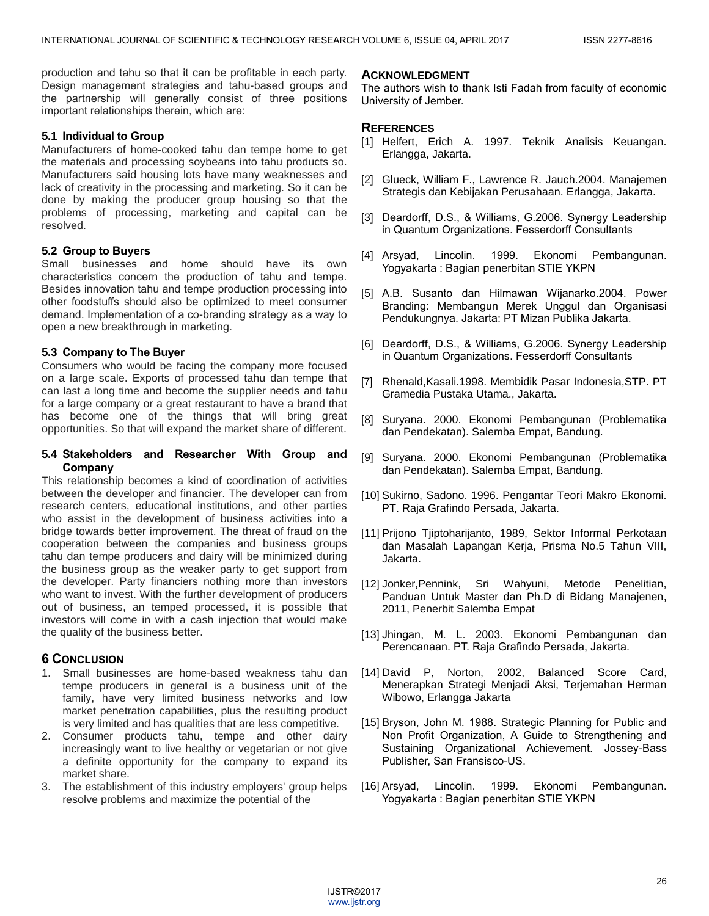production and tahu so that it can be profitable in each party. Design management strategies and tahu-based groups and the partnership will generally consist of three positions important relationships therein, which are:

### 5.1 Individual to Group

Manufacturers of home-cooked tahu dan tempe home to get the materials and processing soybeans into tahu products so. Manufacturers said housing lots have many weaknesses and lack of creativity in the processing and marketing. So it can be done by making the producer group housing so that the problems of processing, marketing and capital can be resolved.

### 5.2 Group to Buyers

Small businesses and home should have its own characteristics concern the production of tahu and tempe. Besides innovation tahu and tempe production processing into other foodstuffs should also be optimized to meet consumer demand. Implementation of a co-branding strategy as a way to open a new breakthrough in marketing.

### 5.3 Company to The Buyer

Consumers who would be facing the company more focused on a large scale. Exports of processed tahu dan tempe that can last a long time and become the supplier needs and tahu for a large company or a great restaurant to have a brand that has become one of the things that will bring great opportunities. So that will expand the market share of different.

### 5.4 Stakeholders and Researcher With Group and Company

This relationship becomes a kind of coordination of activities between the developer and financier. The developer can from research centers, educational institutions, and other parties who assist in the development of business activities into a bridge towards better improvement. The threat of fraud on the cooperation between the companies and business groups tahu dan tempe producers and dairy will be minimized during the business group as the weaker party to get support from the developer. Party financiers nothing more than investors who want to invest. With the further development of producers out of business, an temped processed, it is possible that investors will come in with a cash injection that would make the quality of the business better.

## 6 Conclusion

1. Small businesses are home-based weakness tahu dan tempe producers in general is a business unit of the family, have very limited business networks and low market penetration capabilities, plus the resulting product is very limited and has qualities that are less competitive.
2. Consumer products tahu, tempe and other dairy increasingly want to live healthy or vegetarian or not give a definite opportunity for the company to expand its market share.
3. The establishment of this industry employers' group helps resolve problems and maximize the potential of the

## Acknowledgment

The authors wish to thank Isti Fadah from faculty of economic University of Jember.

## References

[1] Helfert, Erich A. 1997. Teknik Analisis Keuangan. Erlangga, Jakarta.

[2] Glueck, William F., Lawrence R. Jauch.2004. Manajemen Strategis dan Kebijakan Perusahaan. Erlangga, Jakarta.

[3] Deardorff, D.S., & Williams, G.2006. Synergy Leadership in Quantum Organizations. Fesserdorff Consultants

[4] Arsyad, Lincolin. 1999. Ekonomi Pembangunan. Yogyakarta : Bagian penerbitan STIE YKPN

[5] A.B. Susanto dan Hilmawan Wijanarko.2004. Power Branding: Membangun Merek Unggul dan Organisasi Pendukungnya. Jakarta: PT Mizan Publika Jakarta.

[6] Deardorff, D.S., & Williams, G.2006. Synergy Leadership in Quantum Organizations. Fesserdorff Consultants

[7] Rhenald,Kasali.1998. Membidik Pasar Indonesia,STP. PT Gramedia Pustaka Utama., Jakarta.

[8] Suryana. 2000. Ekonomi Pembangunan (Problematika dan Pendekatan). Salemba Empat, Bandung.

[9] Suryana. 2000. Ekonomi Pembangunan (Problematika dan Pendekatan). Salemba Empat, Bandung.

[10] Sukirno, Sadono. 1996. Pengantar Teori Makro Ekonomi. PT. Raja Grafindo Persada, Jakarta.

[11] Prijono Tjiptoharijanto, 1989, Sektor Informal Perkotaan dan Masalah Lapangan Kerja, Prisma No.5 Tahun VIII, Jakarta.

[12] Jonker,Pennink, Sri Wahyuni, Metode Penelitian, Panduan Untuk Master dan Ph.D di Bidang Manajenen, 2011, Penerbit Salemba Empat

[13] Jhingan, M. L. 2003. Ekonomi Pembangunan dan Perencanaan. PT. Raja Grafindo Persada, Jakarta.

[14] David P, Norton, 2002, Balanced Score Card, Menerapkan Strategi Menjadi Aksi, Terjemahan Herman Wibowo, Erlangga Jakarta

[15] Bryson, John M. 1988. Strategic Planning for Public and Non Profit Organization, A Guide to Strengthening and Sustaining Organizational Achievement. Jossey-Bass Publisher, San Fransisco-US.

[16] Arsyad, Lincolin. 1999. Ekonomi Pembangunan. Yogyakarta : Bagian penerbitan STIE YKPN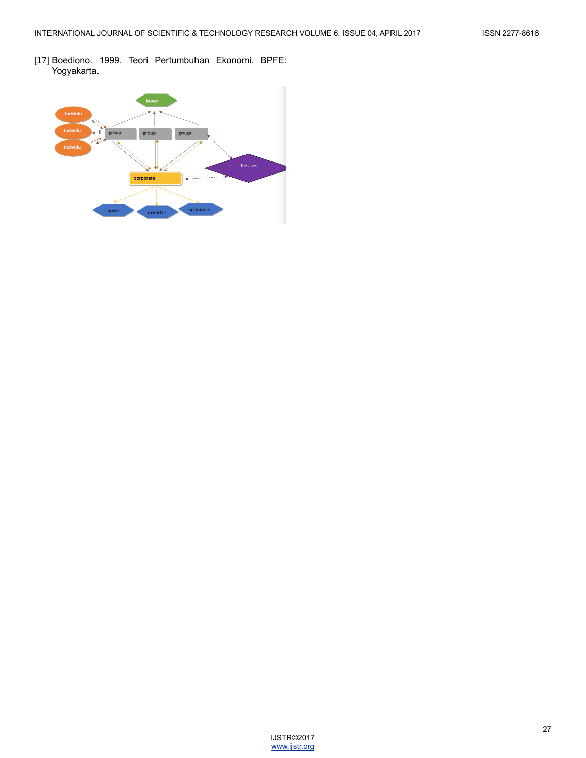[17] Boediono. 1999. Teori Pertumbuhan Ekonomi. BPFE: Yogyakarta.

buyer

individu

individu

individu

group

group

group

Developer

corporate

buyer

exporter

corporate